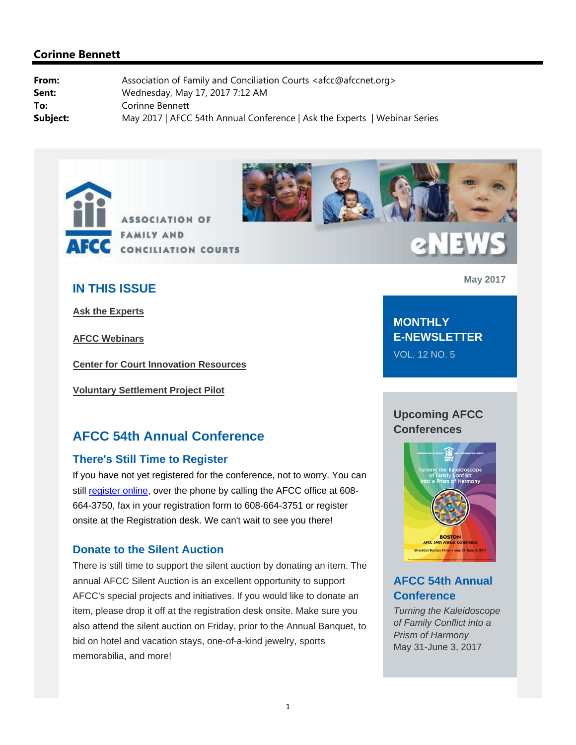## Corinne Bennett

**From:** Association of Family and Conciliation Courts <afcc@afccnet.org>
**Sent:** Wednesday, May 17, 2017 7:12 AM
**To:** Corinne Bennett
**Subject:** May 2017 | AFCC 54th Annual Conference | Ask the Experts | Webinar Series

ASSOCIATION OF FAMILY AND CONCILIATION COURTS

eNEWS

May 2017

## IN THIS ISSUE

**Ask the Experts**

**AFCC Webinars**

**Center for Court Innovation Resources**

**Voluntary Settlement Project Pilot**

**MONTHLY E-NEWSLETTER**
VOL. 12 NO. 5

## AFCC 54th Annual Conference

### There's Still Time to Register

If you have not yet registered for the conference, not to worry. You can still register online, over the phone by calling the AFCC office at 608-664-3750, fax in your registration form to 608-664-3751 or register onsite at the Registration desk. We can't wait to see you there!

### Donate to the Silent Auction

There is still time to support the silent auction by donating an item. The annual AFCC Silent Auction is an excellent opportunity to support AFCC's special projects and initiatives. If you would like to donate an item, please drop it off at the registration desk onsite. Make sure you also attend the silent auction on Friday, prior to the Annual Banquet, to bid on hotel and vacation stays, one-of-a-kind jewelry, sports memorabilia, and more!

### Upcoming AFCC Conferences

### AFCC 54th Annual Conference

*Turning the Kaleidoscope of Family Conflict into a Prism of Harmony*
May 31-June 3, 2017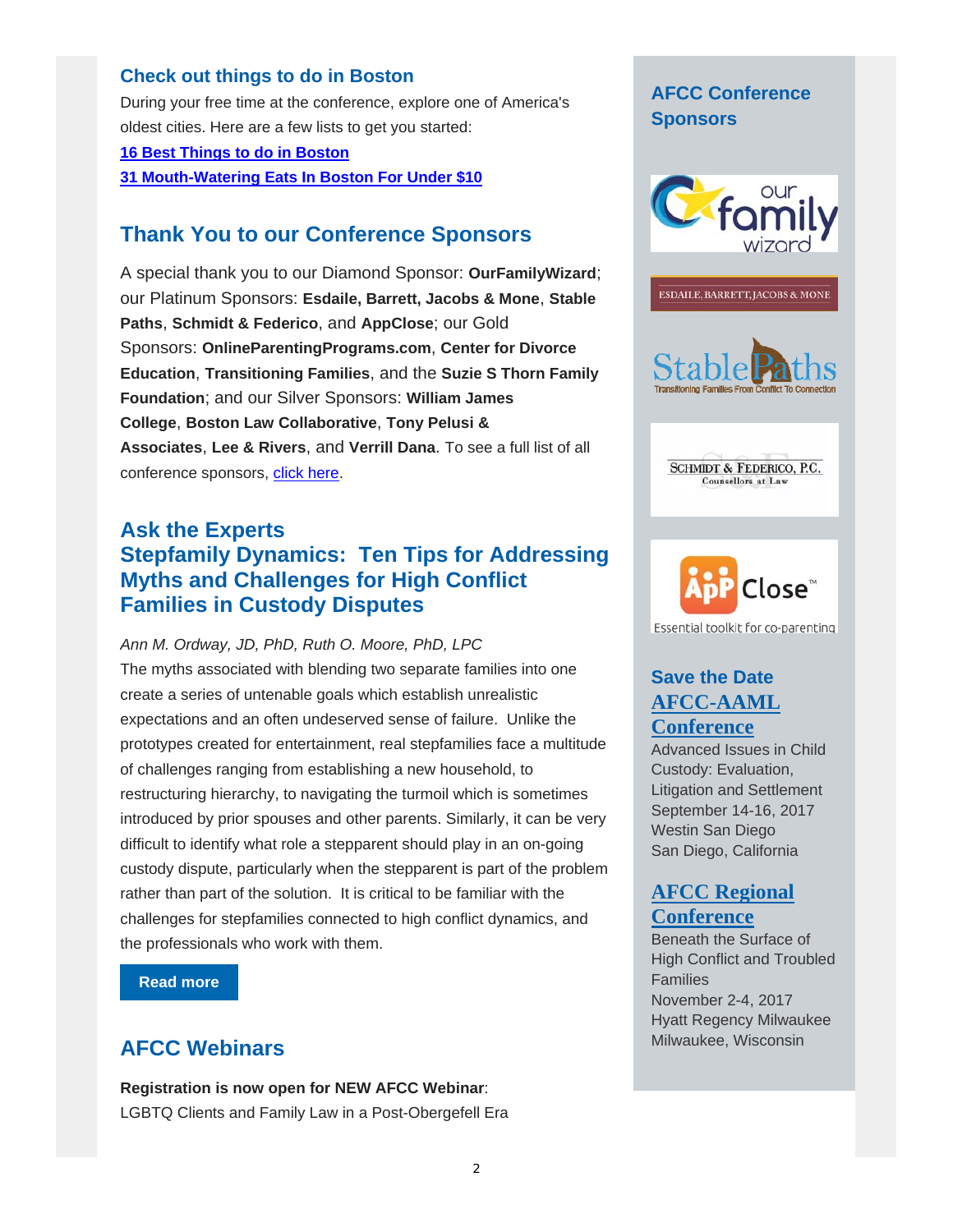## Check out things to do in Boston

During your free time at the conference, explore one of America's oldest cities. Here are a few lists to get you started:

**16 Best Things to do in Boston**

**31 Mouth-Watering Eats In Boston For Under $10**

## Thank You to our Conference Sponsors

A special thank you to our Diamond Sponsor: **OurFamilyWizard**; our Platinum Sponsors: **Esdaile, Barrett, Jacobs & Mone**, **Stable Paths**, **Schmidt & Federico**, and **AppClose**; our Gold Sponsors: **OnlineParentingPrograms.com**, **Center for Divorce Education**, **Transitioning Families**, and the **Suzie S Thorn Family Foundation**; and our Silver Sponsors: **William James College**, **Boston Law Collaborative**, **Tony Pelusi & Associates**, **Lee & Rivers**, and **Verrill Dana**. To see a full list of all conference sponsors, click here.

## Ask the Experts
## Stepfamily Dynamics: Ten Tips for Addressing Myths and Challenges for High Conflict Families in Custody Disputes

*Ann M. Ordway, JD, PhD, Ruth O. Moore, PhD, LPC*

The myths associated with blending two separate families into one create a series of untenable goals which establish unrealistic expectations and an often undeserved sense of failure. Unlike the prototypes created for entertainment, real stepfamilies face a multitude of challenges ranging from establishing a new household, to restructuring hierarchy, to navigating the turmoil which is sometimes introduced by prior spouses and other parents. Similarly, it can be very difficult to identify what role a stepparent should play in an on-going custody dispute, particularly when the stepparent is part of the problem rather than part of the solution. It is critical to be familiar with the challenges for stepfamilies connected to high conflict dynamics, and the professionals who work with them.

**Read more**

## AFCC Webinars

**Registration is now open for NEW AFCC Webinar**:
LGBTQ Clients and Family Law in a Post-Obergefell Era

## AFCC Conference Sponsors

our family wizard

ESDAILE, BARRETT, JACOBS & MONE

StablePaths — Transitioning Families From Conflict To Connection

SCHMIDT & FEDERICO, P.C. Counsellors at Law

AppClose™ — Essential toolkit for co-parenting

## Save the Date

### AFCC-AAML Conference

Advanced Issues in Child Custody: Evaluation, Litigation and Settlement
September 14-16, 2017
Westin San Diego
San Diego, California

### AFCC Regional Conference

Beneath the Surface of High Conflict and Troubled Families
November 2-4, 2017
Hyatt Regency Milwaukee
Milwaukee, Wisconsin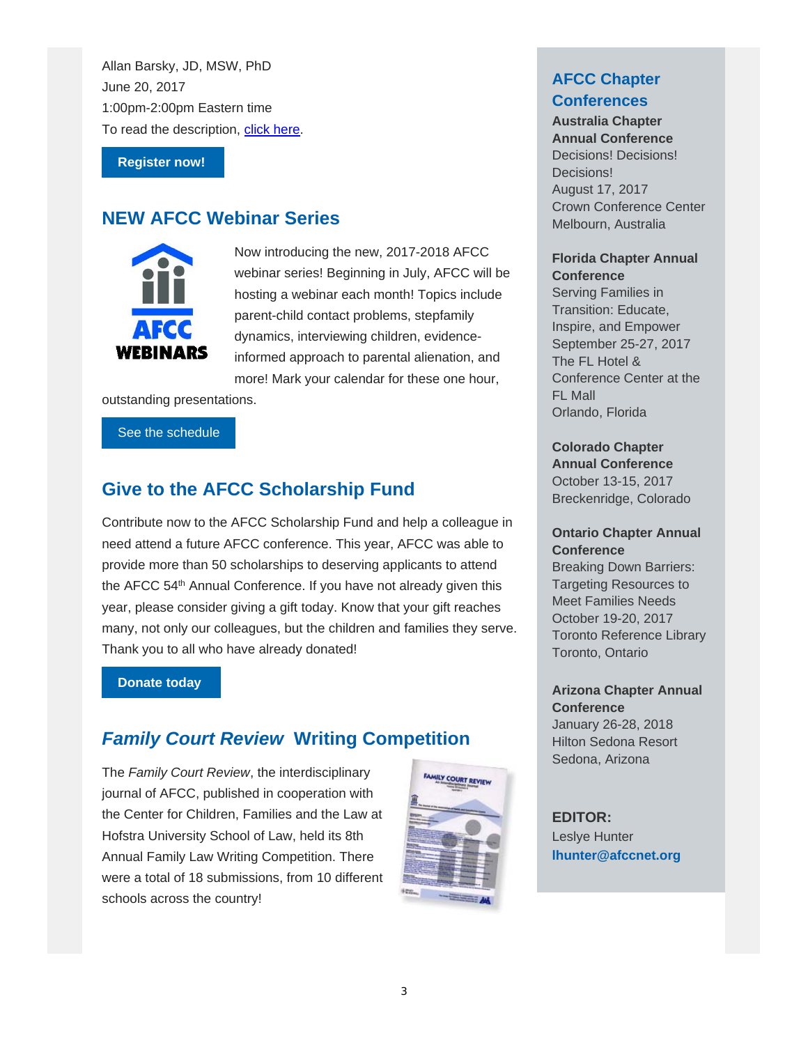Allan Barsky, JD, MSW, PhD
June 20, 2017
1:00pm-2:00pm Eastern time
To read the description, click here.

**Register now!**

## NEW AFCC Webinar Series

Now introducing the new, 2017-2018 AFCC webinar series! Beginning in July, AFCC will be hosting a webinar each month! Topics include parent-child contact problems, stepfamily dynamics, interviewing children, evidence-informed approach to parental alienation, and more! Mark your calendar for these one hour, outstanding presentations.

See the schedule

## Give to the AFCC Scholarship Fund

Contribute now to the AFCC Scholarship Fund and help a colleague in need attend a future AFCC conference. This year, AFCC was able to provide more than 50 scholarships to deserving applicants to attend the AFCC 54th Annual Conference. If you have not already given this year, please consider giving a gift today. Know that your gift reaches many, not only our colleagues, but the children and families they serve. Thank you to all who have already donated!

**Donate today**

## *Family Court Review* Writing Competition

The *Family Court Review*, the interdisciplinary journal of AFCC, published in cooperation with the Center for Children, Families and the Law at Hofstra University School of Law, held its 8th Annual Family Law Writing Competition. There were a total of 18 submissions, from 10 different schools across the country!

## AFCC Chapter Conferences

**Australia Chapter Annual Conference**
Decisions! Decisions! Decisions!
August 17, 2017
Crown Conference Center
Melbourn, Australia

**Florida Chapter Annual Conference**
Serving Families in Transition: Educate, Inspire, and Empower
September 25-27, 2017
The FL Hotel & Conference Center at the FL Mall
Orlando, Florida

**Colorado Chapter Annual Conference**
October 13-15, 2017
Breckenridge, Colorado

**Ontario Chapter Annual Conference**
Breaking Down Barriers: Targeting Resources to Meet Families Needs
October 19-20, 2017
Toronto Reference Library
Toronto, Ontario

**Arizona Chapter Annual Conference**
January 26-28, 2018
Hilton Sedona Resort
Sedona, Arizona

**EDITOR:**
Leslye Hunter
**lhunter@afccnet.org**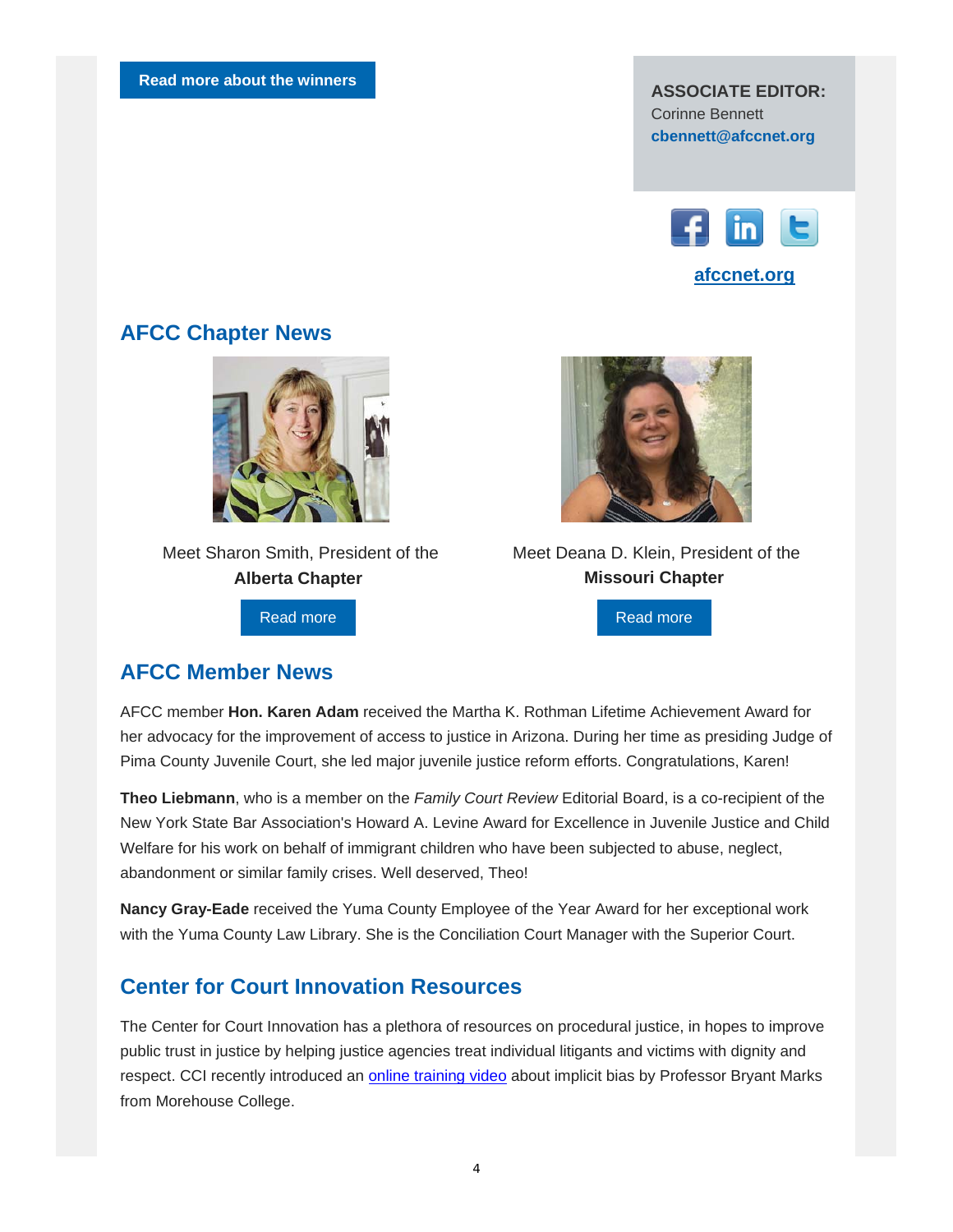Read more about the winners

**ASSOCIATE EDITOR:**
Corinne Bennett
**cbennett@afccnet.org**

**afccnet.org**

## AFCC Chapter News

Meet Sharon Smith, President of the **Alberta Chapter**

Read more

Meet Deana D. Klein, President of the **Missouri Chapter**

Read more

## AFCC Member News

AFCC member **Hon. Karen Adam** received the Martha K. Rothman Lifetime Achievement Award for her advocacy for the improvement of access to justice in Arizona. During her time as presiding Judge of Pima County Juvenile Court, she led major juvenile justice reform efforts. Congratulations, Karen!

**Theo Liebmann**, who is a member on the *Family Court Review* Editorial Board, is a co-recipient of the New York State Bar Association's Howard A. Levine Award for Excellence in Juvenile Justice and Child Welfare for his work on behalf of immigrant children who have been subjected to abuse, neglect, abandonment or similar family crises. Well deserved, Theo!

**Nancy Gray-Eade** received the Yuma County Employee of the Year Award for her exceptional work with the Yuma County Law Library. She is the Conciliation Court Manager with the Superior Court.

## Center for Court Innovation Resources

The Center for Court Innovation has a plethora of resources on procedural justice, in hopes to improve public trust in justice by helping justice agencies treat individual litigants and victims with dignity and respect. CCI recently introduced an online training video about implicit bias by Professor Bryant Marks from Morehouse College.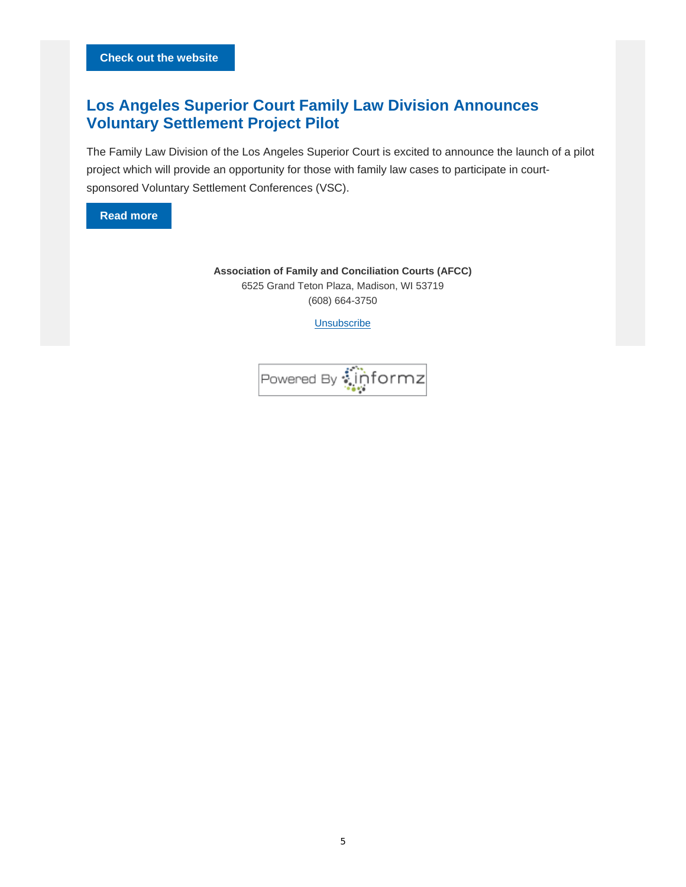Check out the website

## Los Angeles Superior Court Family Law Division Announces Voluntary Settlement Project Pilot

The Family Law Division of the Los Angeles Superior Court is excited to announce the launch of a pilot project which will provide an opportunity for those with family law cases to participate in court-sponsored Voluntary Settlement Conferences (VSC).

Read more

**Association of Family and Conciliation Courts (AFCC)**
6525 Grand Teton Plaza, Madison, WI 53719
(608) 664-3750

Unsubscribe

Powered By informz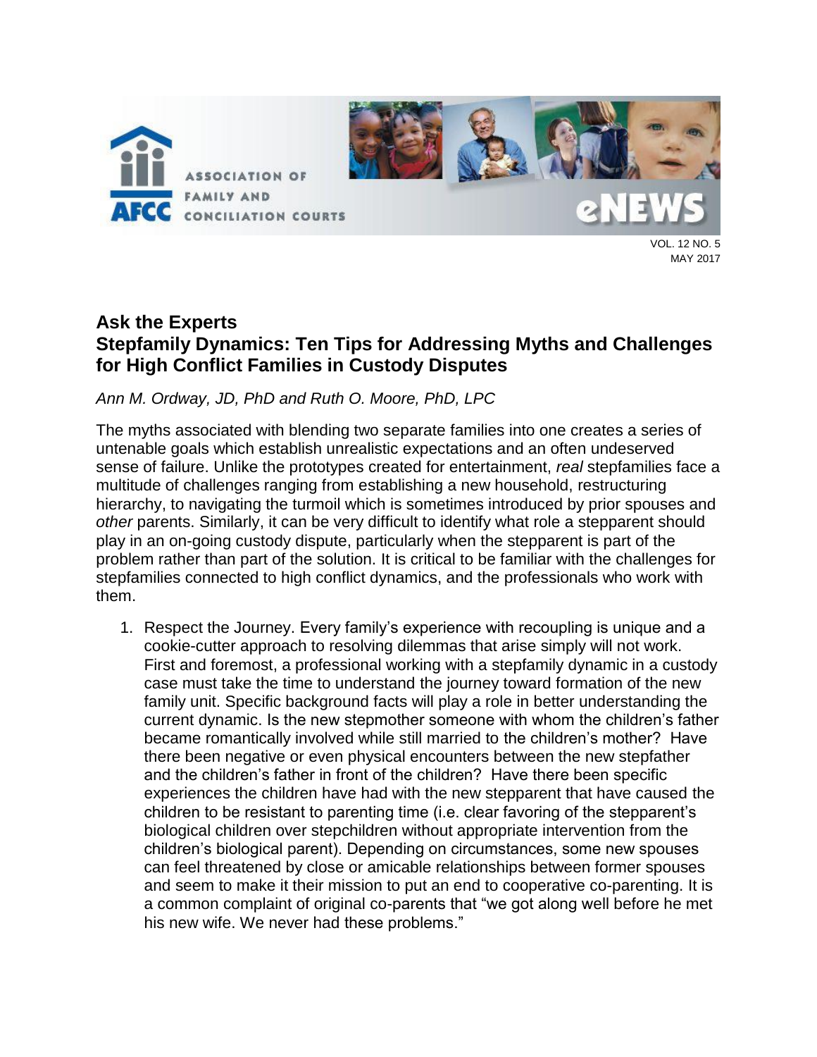## Ask the Experts
## Stepfamily Dynamics: Ten Tips for Addressing Myths and Challenges for High Conflict Families in Custody Disputes

*Ann M. Ordway, JD, PhD and Ruth O. Moore, PhD, LPC*

The myths associated with blending two separate families into one creates a series of untenable goals which establish unrealistic expectations and an often undeserved sense of failure. Unlike the prototypes created for entertainment, *real* stepfamilies face a multitude of challenges ranging from establishing a new household, restructuring hierarchy, to navigating the turmoil which is sometimes introduced by prior spouses and *other* parents. Similarly, it can be very difficult to identify what role a stepparent should play in an on-going custody dispute, particularly when the stepparent is part of the problem rather than part of the solution. It is critical to be familiar with the challenges for stepfamilies connected to high conflict dynamics, and the professionals who work with them.

1. Respect the Journey. Every family's experience with recoupling is unique and a cookie-cutter approach to resolving dilemmas that arise simply will not work. First and foremost, a professional working with a stepfamily dynamic in a custody case must take the time to understand the journey toward formation of the new family unit. Specific background facts will play a role in better understanding the current dynamic. Is the new stepmother someone with whom the children's father became romantically involved while still married to the children's mother? Have there been negative or even physical encounters between the new stepfather and the children's father in front of the children? Have there been specific experiences the children have had with the new stepparent that have caused the children to be resistant to parenting time (i.e. clear favoring of the stepparent's biological children over stepchildren without appropriate intervention from the children's biological parent). Depending on circumstances, some new spouses can feel threatened by close or amicable relationships between former spouses and seem to make it their mission to put an end to cooperative co-parenting. It is a common complaint of original co-parents that "we got along well before he met his new wife. We never had these problems."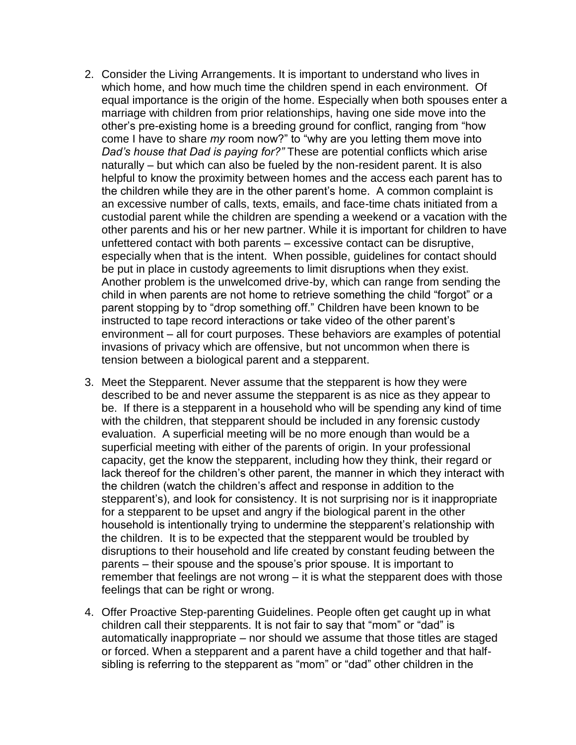2. Consider the Living Arrangements. It is important to understand who lives in which home, and how much time the children spend in each environment. Of equal importance is the origin of the home. Especially when both spouses enter a marriage with children from prior relationships, having one side move into the other's pre-existing home is a breeding ground for conflict, ranging from "how come I have to share *my* room now?" to "why are you letting them move into *Dad's house that Dad is paying for?"* These are potential conflicts which arise naturally – but which can also be fueled by the non-resident parent. It is also helpful to know the proximity between homes and the access each parent has to the children while they are in the other parent's home. A common complaint is an excessive number of calls, texts, emails, and face-time chats initiated from a custodial parent while the children are spending a weekend or a vacation with the other parents and his or her new partner. While it is important for children to have unfettered contact with both parents – excessive contact can be disruptive, especially when that is the intent. When possible, guidelines for contact should be put in place in custody agreements to limit disruptions when they exist. Another problem is the unwelcomed drive-by, which can range from sending the child in when parents are not home to retrieve something the child "forgot" or a parent stopping by to "drop something off." Children have been known to be instructed to tape record interactions or take video of the other parent's environment – all for court purposes. These behaviors are examples of potential invasions of privacy which are offensive, but not uncommon when there is tension between a biological parent and a stepparent.

3. Meet the Stepparent. Never assume that the stepparent is how they were described to be and never assume the stepparent is as nice as they appear to be. If there is a stepparent in a household who will be spending any kind of time with the children, that stepparent should be included in any forensic custody evaluation. A superficial meeting will be no more enough than would be a superficial meeting with either of the parents of origin. In your professional capacity, get the know the stepparent, including how they think, their regard or lack thereof for the children's other parent, the manner in which they interact with the children (watch the children's affect and response in addition to the stepparent's), and look for consistency. It is not surprising nor is it inappropriate for a stepparent to be upset and angry if the biological parent in the other household is intentionally trying to undermine the stepparent's relationship with the children. It is to be expected that the stepparent would be troubled by disruptions to their household and life created by constant feuding between the parents – their spouse and the spouse's prior spouse. It is important to remember that feelings are not wrong – it is what the stepparent does with those feelings that can be right or wrong.

4. Offer Proactive Step-parenting Guidelines. People often get caught up in what children call their stepparents. It is not fair to say that "mom" or "dad" is automatically inappropriate – nor should we assume that those titles are staged or forced. When a stepparent and a parent have a child together and that half-sibling is referring to the stepparent as "mom" or "dad" other children in the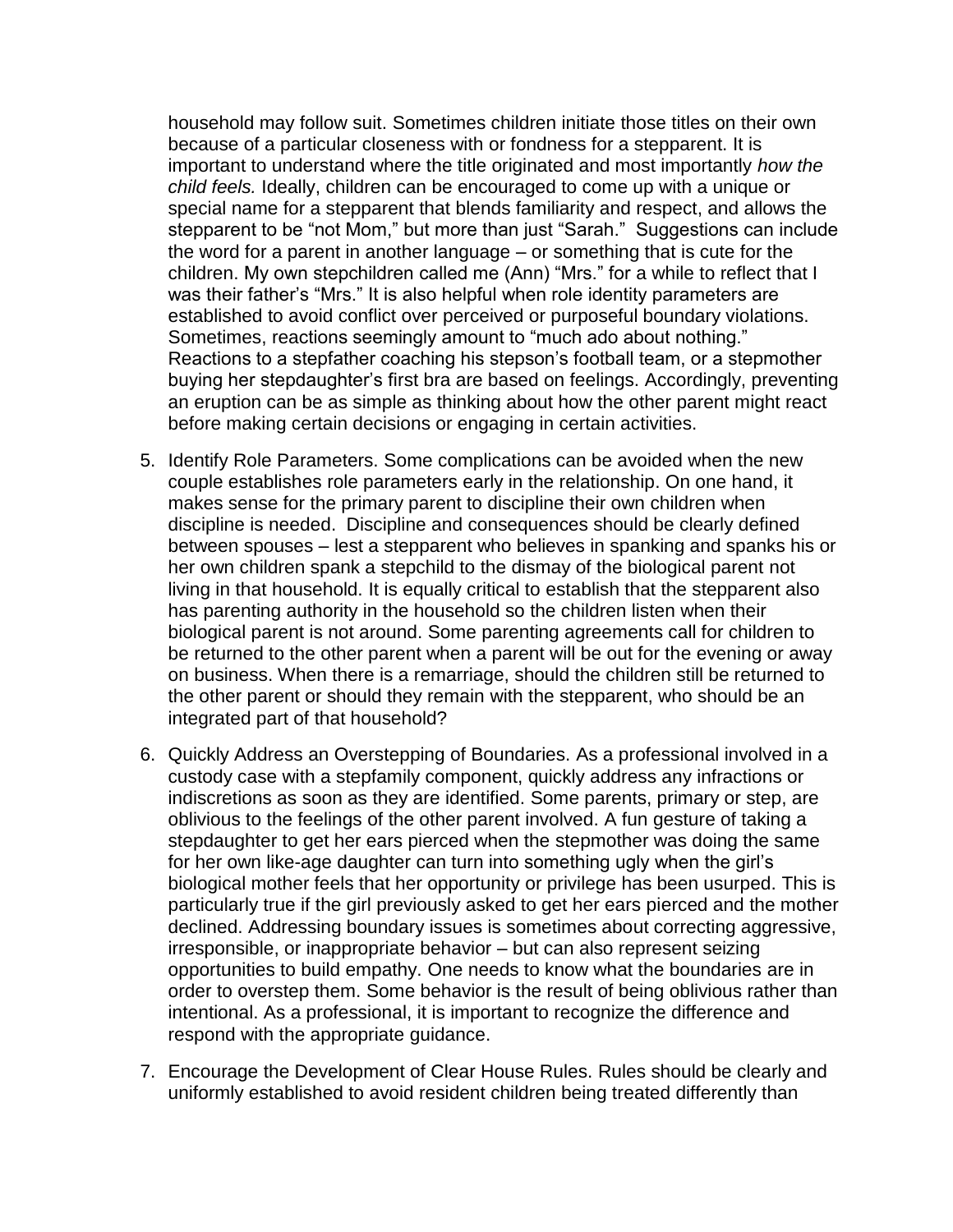household may follow suit. Sometimes children initiate those titles on their own because of a particular closeness with or fondness for a stepparent. It is important to understand where the title originated and most importantly *how the child feels.* Ideally, children can be encouraged to come up with a unique or special name for a stepparent that blends familiarity and respect, and allows the stepparent to be "not Mom," but more than just "Sarah." Suggestions can include the word for a parent in another language – or something that is cute for the children. My own stepchildren called me (Ann) "Mrs." for a while to reflect that I was their father's "Mrs." It is also helpful when role identity parameters are established to avoid conflict over perceived or purposeful boundary violations. Sometimes, reactions seemingly amount to "much ado about nothing." Reactions to a stepfather coaching his stepson's football team, or a stepmother buying her stepdaughter's first bra are based on feelings. Accordingly, preventing an eruption can be as simple as thinking about how the other parent might react before making certain decisions or engaging in certain activities.

5. Identify Role Parameters. Some complications can be avoided when the new couple establishes role parameters early in the relationship. On one hand, it makes sense for the primary parent to discipline their own children when discipline is needed. Discipline and consequences should be clearly defined between spouses – lest a stepparent who believes in spanking and spanks his or her own children spank a stepchild to the dismay of the biological parent not living in that household. It is equally critical to establish that the stepparent also has parenting authority in the household so the children listen when their biological parent is not around. Some parenting agreements call for children to be returned to the other parent when a parent will be out for the evening or away on business. When there is a remarriage, should the children still be returned to the other parent or should they remain with the stepparent, who should be an integrated part of that household?

6. Quickly Address an Overstepping of Boundaries. As a professional involved in a custody case with a stepfamily component, quickly address any infractions or indiscretions as soon as they are identified. Some parents, primary or step, are oblivious to the feelings of the other parent involved. A fun gesture of taking a stepdaughter to get her ears pierced when the stepmother was doing the same for her own like-age daughter can turn into something ugly when the girl's biological mother feels that her opportunity or privilege has been usurped. This is particularly true if the girl previously asked to get her ears pierced and the mother declined. Addressing boundary issues is sometimes about correcting aggressive, irresponsible, or inappropriate behavior – but can also represent seizing opportunities to build empathy. One needs to know what the boundaries are in order to overstep them. Some behavior is the result of being oblivious rather than intentional. As a professional, it is important to recognize the difference and respond with the appropriate guidance.

7. Encourage the Development of Clear House Rules. Rules should be clearly and uniformly established to avoid resident children being treated differently than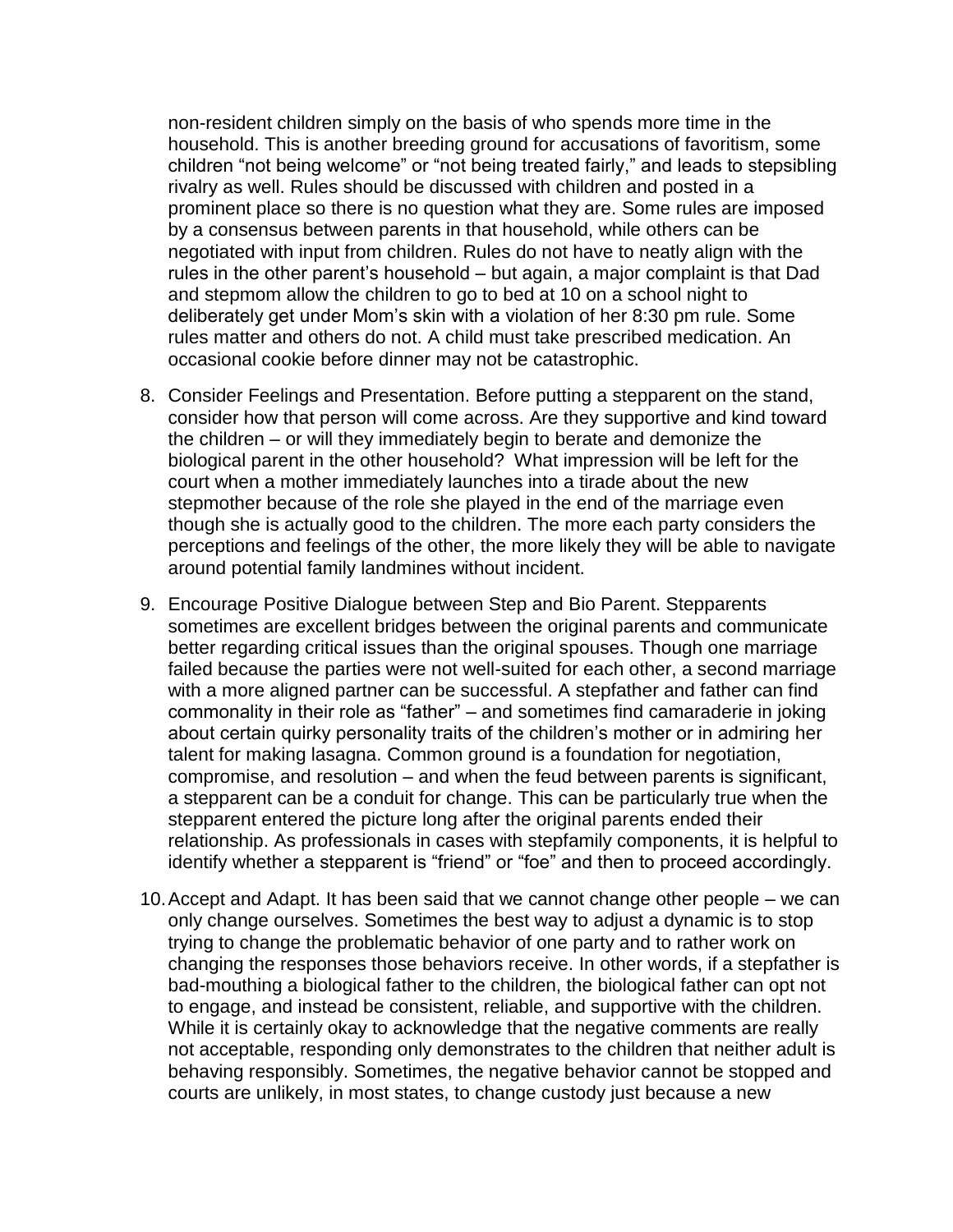non-resident children simply on the basis of who spends more time in the household. This is another breeding ground for accusations of favoritism, some children "not being welcome" or "not being treated fairly," and leads to stepsibling rivalry as well. Rules should be discussed with children and posted in a prominent place so there is no question what they are. Some rules are imposed by a consensus between parents in that household, while others can be negotiated with input from children. Rules do not have to neatly align with the rules in the other parent's household – but again, a major complaint is that Dad and stepmom allow the children to go to bed at 10 on a school night to deliberately get under Mom's skin with a violation of her 8:30 pm rule. Some rules matter and others do not. A child must take prescribed medication. An occasional cookie before dinner may not be catastrophic.

8. Consider Feelings and Presentation. Before putting a stepparent on the stand, consider how that person will come across. Are they supportive and kind toward the children – or will they immediately begin to berate and demonize the biological parent in the other household? What impression will be left for the court when a mother immediately launches into a tirade about the new stepmother because of the role she played in the end of the marriage even though she is actually good to the children. The more each party considers the perceptions and feelings of the other, the more likely they will be able to navigate around potential family landmines without incident.

9. Encourage Positive Dialogue between Step and Bio Parent. Stepparents sometimes are excellent bridges between the original parents and communicate better regarding critical issues than the original spouses. Though one marriage failed because the parties were not well-suited for each other, a second marriage with a more aligned partner can be successful. A stepfather and father can find commonality in their role as "father" – and sometimes find camaraderie in joking about certain quirky personality traits of the children's mother or in admiring her talent for making lasagna. Common ground is a foundation for negotiation, compromise, and resolution – and when the feud between parents is significant, a stepparent can be a conduit for change. This can be particularly true when the stepparent entered the picture long after the original parents ended their relationship. As professionals in cases with stepfamily components, it is helpful to identify whether a stepparent is "friend" or "foe" and then to proceed accordingly.

10. Accept and Adapt. It has been said that we cannot change other people – we can only change ourselves. Sometimes the best way to adjust a dynamic is to stop trying to change the problematic behavior of one party and to rather work on changing the responses those behaviors receive. In other words, if a stepfather is bad-mouthing a biological father to the children, the biological father can opt not to engage, and instead be consistent, reliable, and supportive with the children. While it is certainly okay to acknowledge that the negative comments are really not acceptable, responding only demonstrates to the children that neither adult is behaving responsibly. Sometimes, the negative behavior cannot be stopped and courts are unlikely, in most states, to change custody just because a new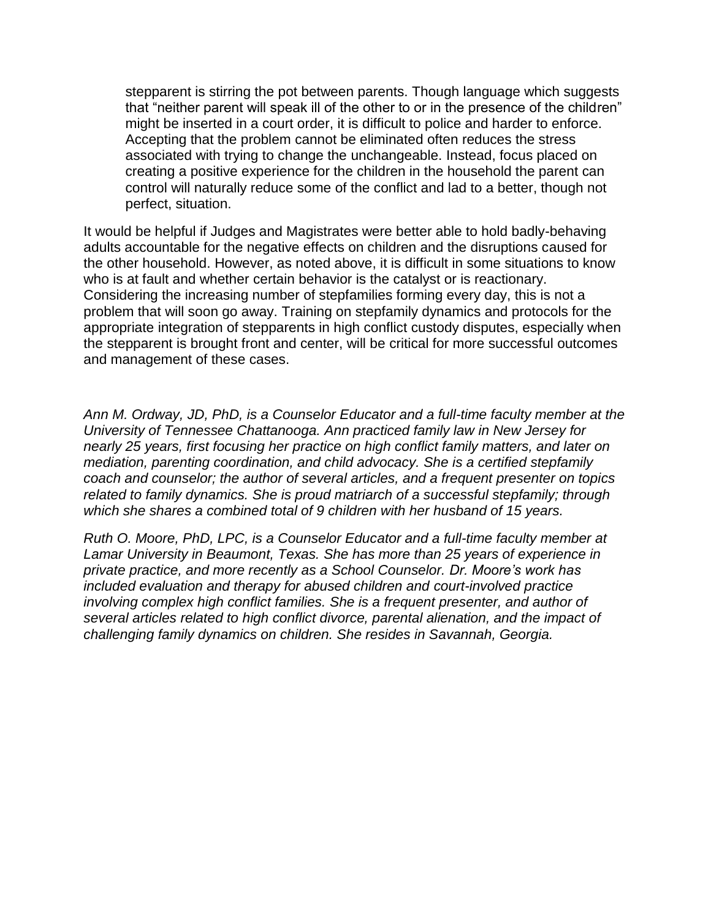stepparent is stirring the pot between parents. Though language which suggests that "neither parent will speak ill of the other to or in the presence of the children" might be inserted in a court order, it is difficult to police and harder to enforce. Accepting that the problem cannot be eliminated often reduces the stress associated with trying to change the unchangeable. Instead, focus placed on creating a positive experience for the children in the household the parent can control will naturally reduce some of the conflict and lad to a better, though not perfect, situation.

It would be helpful if Judges and Magistrates were better able to hold badly-behaving adults accountable for the negative effects on children and the disruptions caused for the other household. However, as noted above, it is difficult in some situations to know who is at fault and whether certain behavior is the catalyst or is reactionary. Considering the increasing number of stepfamilies forming every day, this is not a problem that will soon go away. Training on stepfamily dynamics and protocols for the appropriate integration of stepparents in high conflict custody disputes, especially when the stepparent is brought front and center, will be critical for more successful outcomes and management of these cases.

*Ann M. Ordway, JD, PhD, is a Counselor Educator and a full-time faculty member at the University of Tennessee Chattanooga. Ann practiced family law in New Jersey for nearly 25 years, first focusing her practice on high conflict family matters, and later on mediation, parenting coordination, and child advocacy. She is a certified stepfamily coach and counselor; the author of several articles, and a frequent presenter on topics related to family dynamics. She is proud matriarch of a successful stepfamily; through which she shares a combined total of 9 children with her husband of 15 years.*

*Ruth O. Moore, PhD, LPC, is a Counselor Educator and a full-time faculty member at Lamar University in Beaumont, Texas. She has more than 25 years of experience in private practice, and more recently as a School Counselor. Dr. Moore's work has included evaluation and therapy for abused children and court-involved practice involving complex high conflict families. She is a frequent presenter, and author of several articles related to high conflict divorce, parental alienation, and the impact of challenging family dynamics on children. She resides in Savannah, Georgia.*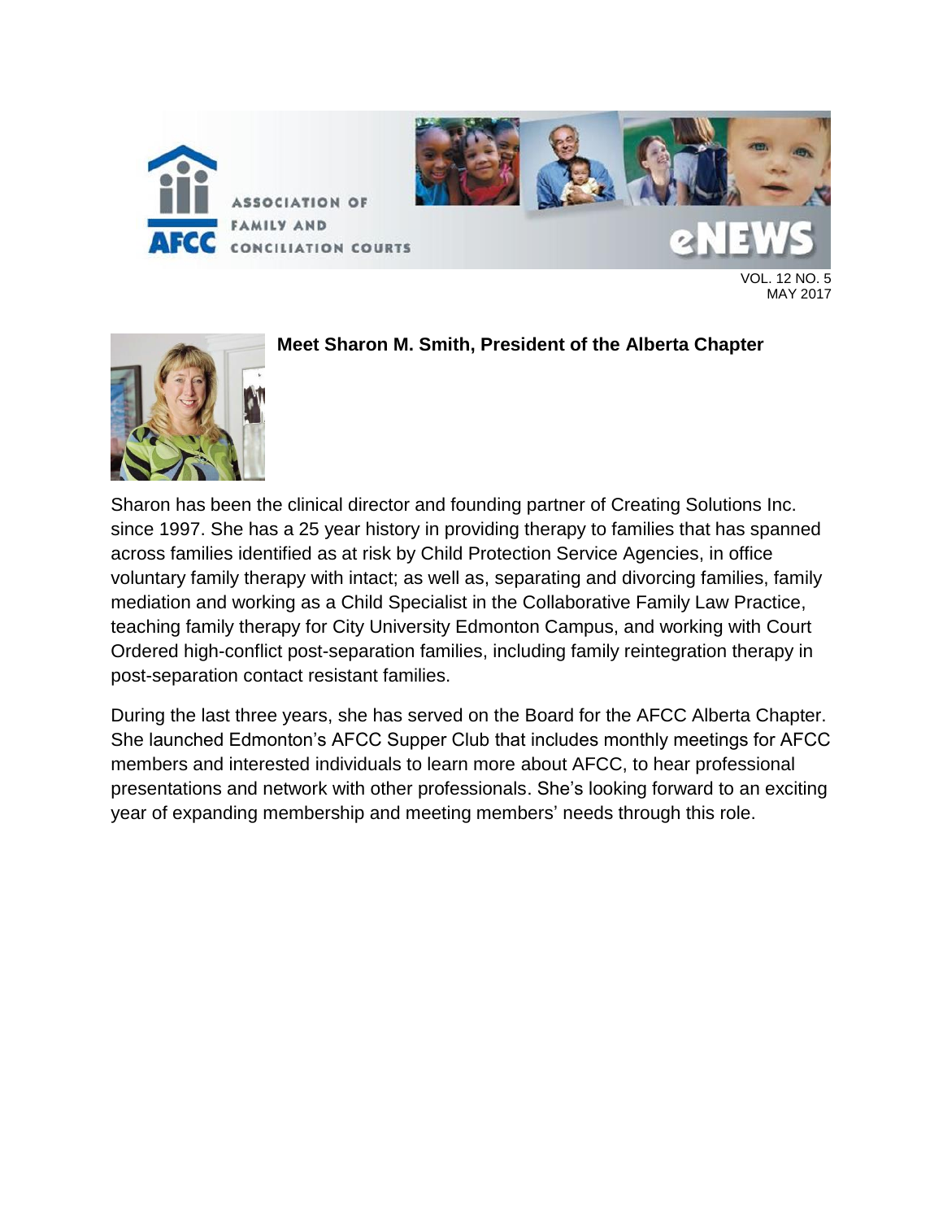## Meet Sharon M. Smith, President of the Alberta Chapter

Sharon has been the clinical director and founding partner of Creating Solutions Inc. since 1997. She has a 25 year history in providing therapy to families that has spanned across families identified as at risk by Child Protection Service Agencies, in office voluntary family therapy with intact; as well as, separating and divorcing families, family mediation and working as a Child Specialist in the Collaborative Family Law Practice, teaching family therapy for City University Edmonton Campus, and working with Court Ordered high-conflict post-separation families, including family reintegration therapy in post-separation contact resistant families.

During the last three years, she has served on the Board for the AFCC Alberta Chapter. She launched Edmonton's AFCC Supper Club that includes monthly meetings for AFCC members and interested individuals to learn more about AFCC, to hear professional presentations and network with other professionals. She's looking forward to an exciting year of expanding membership and meeting members' needs through this role.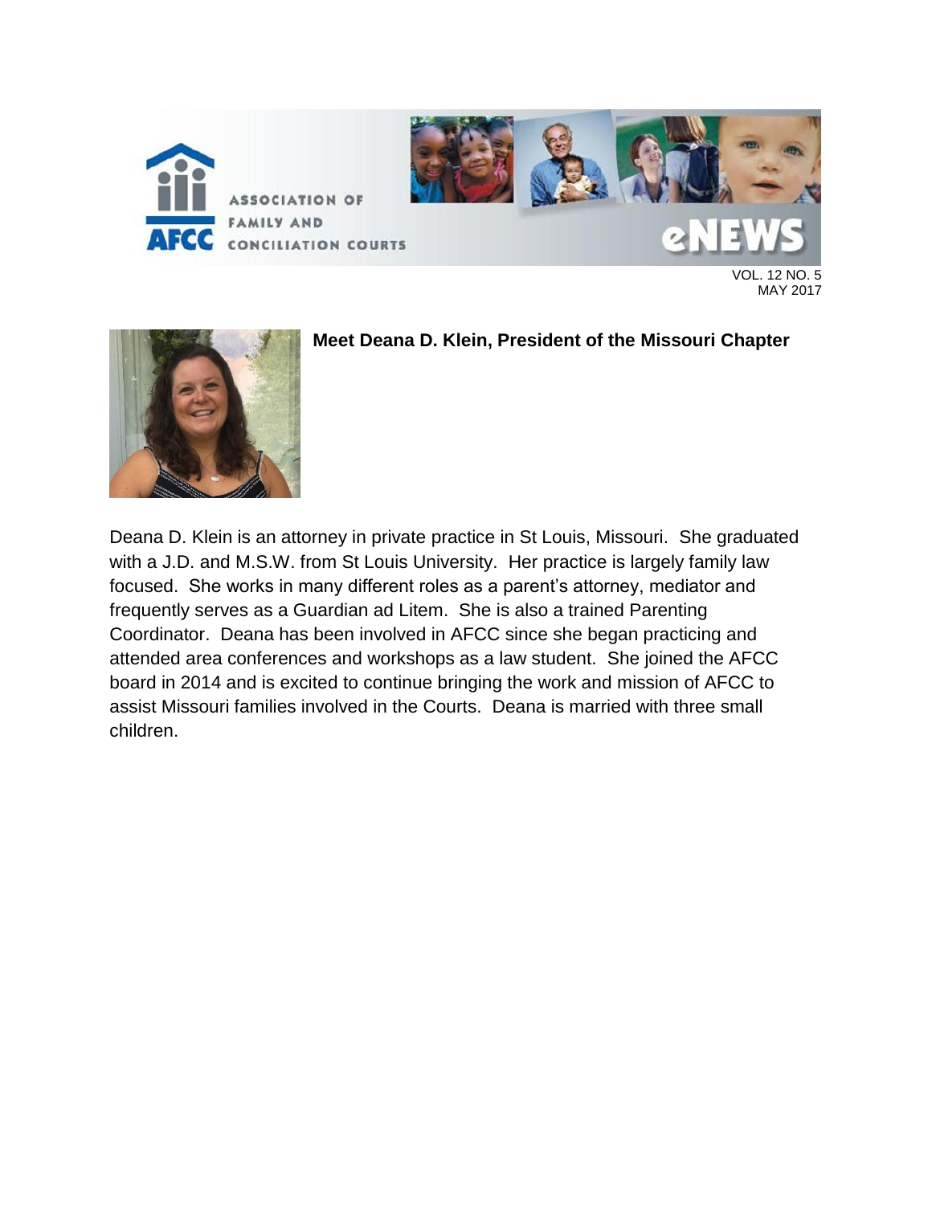## Meet Deana D. Klein, President of the Missouri Chapter

Deana D. Klein is an attorney in private practice in St Louis, Missouri. She graduated with a J.D. and M.S.W. from St Louis University. Her practice is largely family law focused. She works in many different roles as a parent's attorney, mediator and frequently serves as a Guardian ad Litem. She is also a trained Parenting Coordinator. Deana has been involved in AFCC since she began practicing and attended area conferences and workshops as a law student. She joined the AFCC board in 2014 and is excited to continue bringing the work and mission of AFCC to assist Missouri families involved in the Courts. Deana is married with three small children.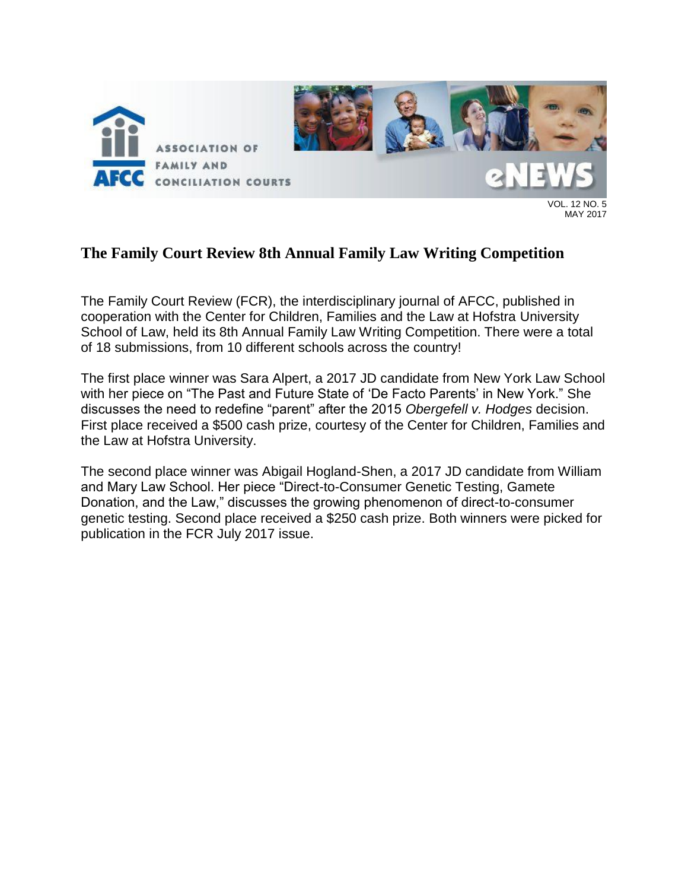## The Family Court Review 8th Annual Family Law Writing Competition

The Family Court Review (FCR), the interdisciplinary journal of AFCC, published in cooperation with the Center for Children, Families and the Law at Hofstra University School of Law, held its 8th Annual Family Law Writing Competition. There were a total of 18 submissions, from 10 different schools across the country!

The first place winner was Sara Alpert, a 2017 JD candidate from New York Law School with her piece on "The Past and Future State of 'De Facto Parents' in New York." She discusses the need to redefine "parent" after the 2015 *Obergefell v. Hodges* decision. First place received a $500 cash prize, courtesy of the Center for Children, Families and the Law at Hofstra University.

The second place winner was Abigail Hogland-Shen, a 2017 JD candidate from William and Mary Law School. Her piece "Direct-to-Consumer Genetic Testing, Gamete Donation, and the Law," discusses the growing phenomenon of direct-to-consumer genetic testing. Second place received a $250 cash prize. Both winners were picked for publication in the FCR July 2017 issue.